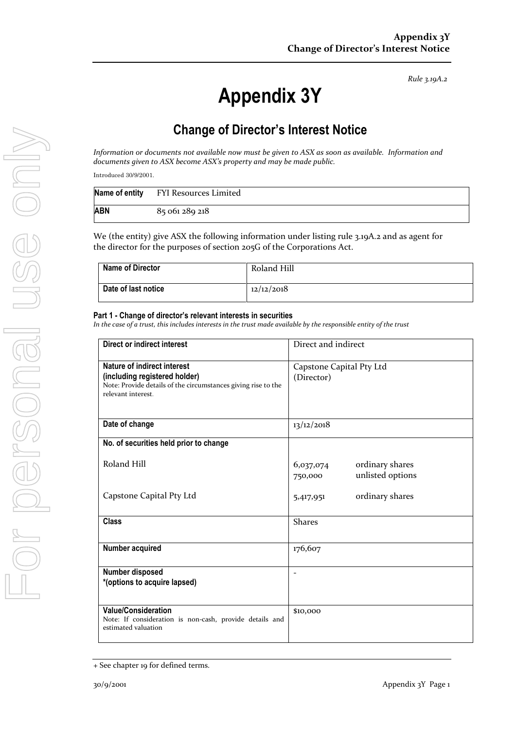*Rule 3.19A.2*

# Appendix 3Y

## Change of Director's Interest Notice

*Information or documents not available now must be given to ASX as soon as available. Information and documents given to ASX become ASX's property and may be made public.*

Introduced 30/9/2001.

| Name of entity | FYI Resources Limited |
|---|---|
| ABN | 85 061 289 218 |

We (the entity) give ASX the following information under listing rule 3.19A.2 and as agent for the director for the purposes of section 205G of the Corporations Act.

| Name of Director | Roland Hill |
|---|---|
| Date of last notice | 12/12/2018 |

#### Part 1 - Change of director's relevant interests in securities

*In the case of a trust, this includes interests in the trust made available by the responsible entity of the trust*

| Direct or indirect interest | Direct and indirect |
|---|---|
| **Nature of indirect interest (including registered holder)**<br>Note: Provide details of the circumstances giving rise to the relevant interest. | Capstone Capital Pty Ltd (Director) |
| **Date of change** | 13/12/2018 |
| **No. of securities held prior to change**<br><br>Roland Hill<br><br>Capstone Capital Pty Ltd | <br><br>6,037,074 ordinary shares<br>750,000 unlisted options<br><br>5,417,951 ordinary shares |
| **Class** | Shares |
| **Number acquired** | 176,607 |
| **Number disposed**<br>***(options to acquire lapsed)** | - |
| **Value/Consideration**<br>Note: If consideration is non-cash, provide details and estimated valuation | $10,000 |

+ See chapter 19 for defined terms.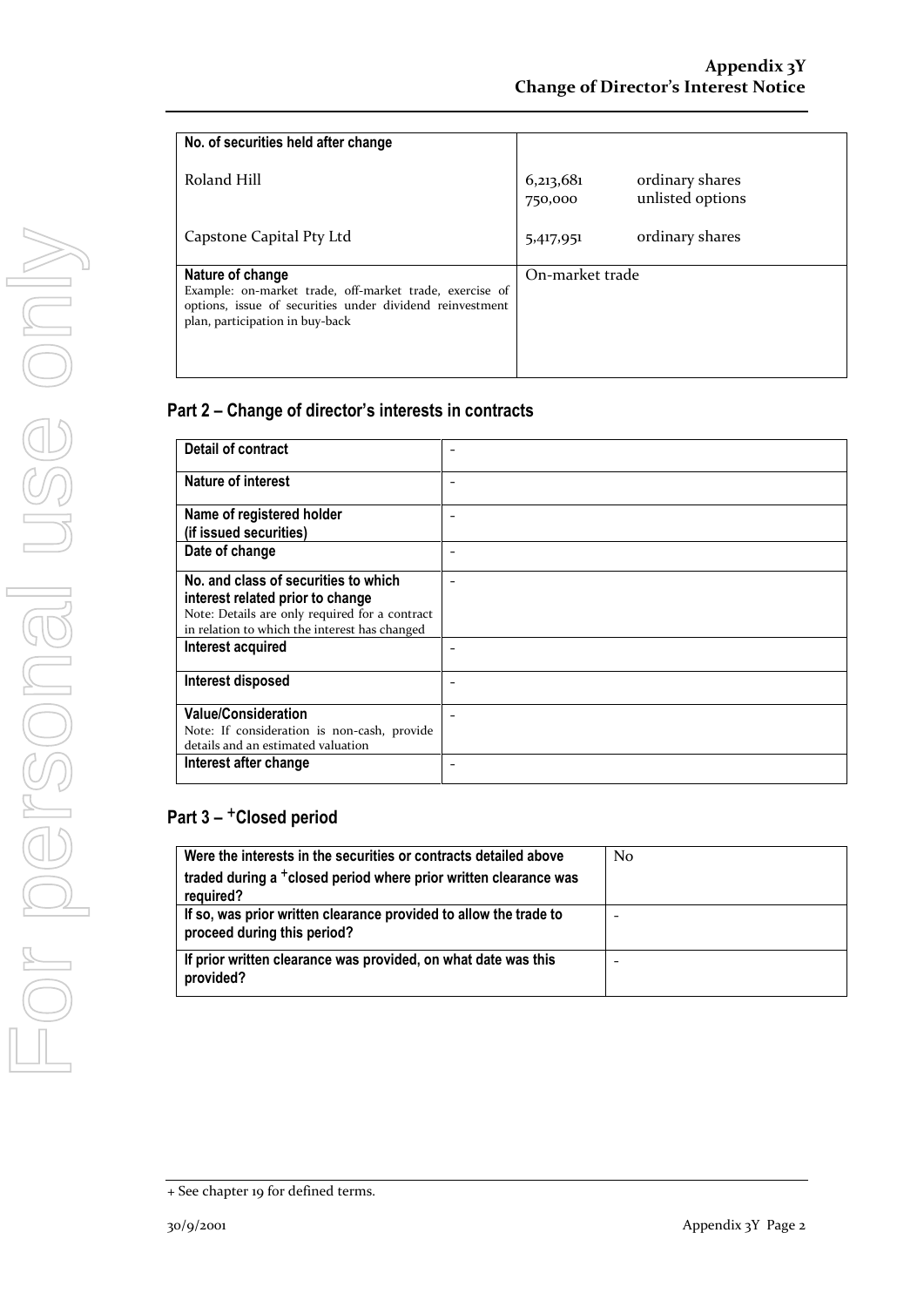| No. of securities held after change | | |
|---|---|---|
| Roland Hill | 6,213,681<br>750,000 | ordinary shares<br>unlisted options |
| Capstone Capital Pty Ltd | 5,417,951 | ordinary shares |
| **Nature of change**<br>Example: on-market trade, off-market trade, exercise of options, issue of securities under dividend reinvestment plan, participation in buy-back | On-market trade | |

## Part 2 – Change of director's interests in contracts

| | |
|---|---|
| **Detail of contract** | - |
| **Nature of interest** | - |
| **Name of registered holder (if issued securities)** | - |
| **Date of change** | - |
| **No. and class of securities to which interest related prior to change**<br>Note: Details are only required for a contract in relation to which the interest has changed | - |
| **Interest acquired** | - |
| **Interest disposed** | - |
| **Value/Consideration**<br>Note: If consideration is non-cash, provide details and an estimated valuation | - |
| **Interest after change** | - |

## Part 3 – +Closed period

| | |
|---|---|
| **Were the interests in the securities or contracts detailed above traded during a +closed period where prior written clearance was required?** | No |
| **If so, was prior written clearance provided to allow the trade to proceed during this period?** | - |
| **If prior written clearance was provided, on what date was this provided?** | - |

+ See chapter 19 for defined terms.